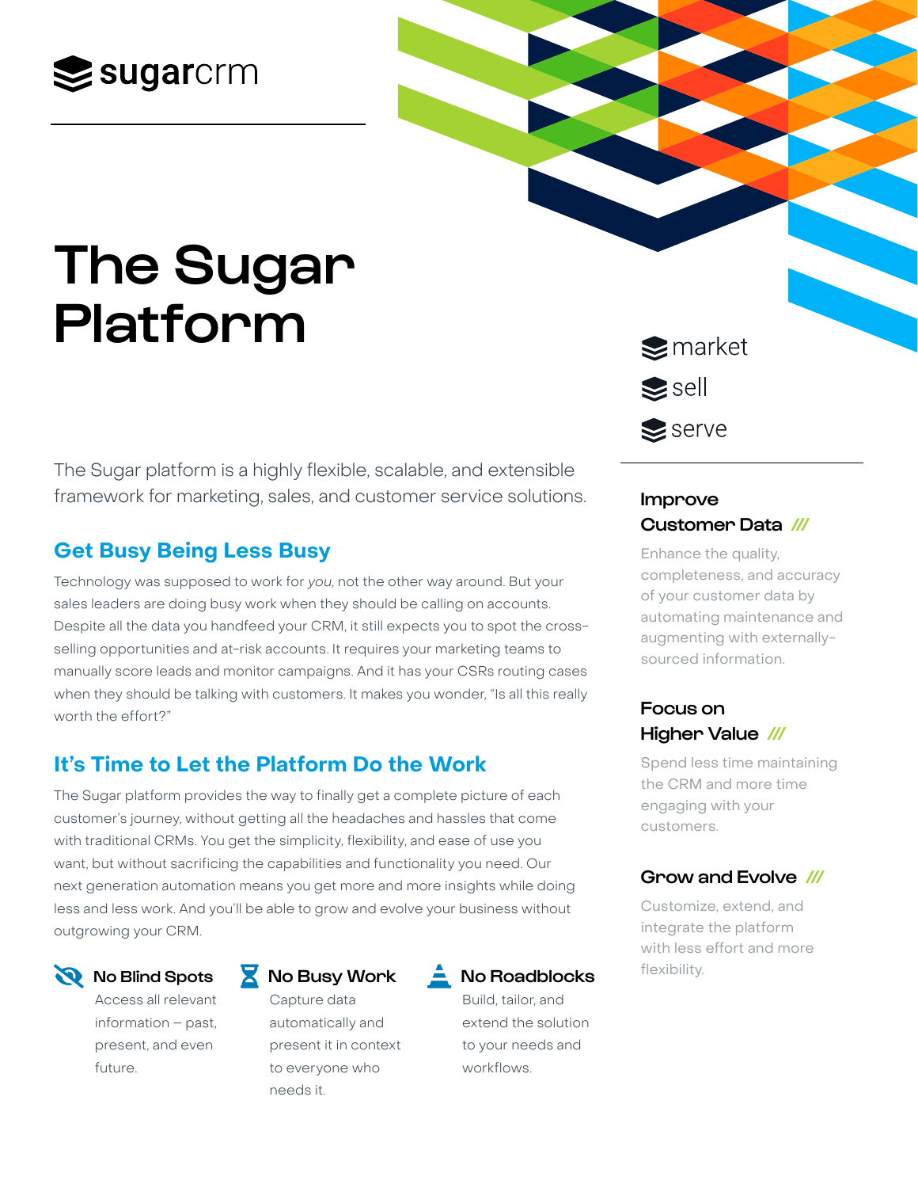sugarcrm

# The Sugar Platform

market

sell

serve

The Sugar platform is a highly flexible, scalable, and extensible framework for marketing, sales, and customer service solutions.

## Get Busy Being Less Busy

Technology was supposed to work for *you*, not the other way around. But your sales leaders are doing busy work when they should be calling on accounts. Despite all the data you handfeed your CRM, it still expects you to spot the cross-selling opportunities and at-risk accounts. It requires your marketing teams to manually score leads and monitor campaigns. And it has your CSRs routing cases when they should be talking with customers. It makes you wonder, "Is all this really worth the effort?"

## It's Time to Let the Platform Do the Work

The Sugar platform provides the way to finally get a complete picture of each customer's journey, without getting all the headaches and hassles that come with traditional CRMs. You get the simplicity, flexibility, and ease of use you want, but without sacrificing the capabilities and functionality you need. Our next generation automation means you get more and more insights while doing less and less work. And you'll be able to grow and evolve your business without outgrowing your CRM.

### No Blind Spots

Access all relevant information – past, present, and even future.

### No Busy Work

Capture data automatically and present it in context to everyone who needs it.

### No Roadblocks

Build, tailor, and extend the solution to your needs and workflows.

### Improve Customer Data ///

Enhance the quality, completeness, and accuracy of your customer data by automating maintenance and augmenting with externally-sourced information.

### Focus on Higher Value ///

Spend less time maintaining the CRM and more time engaging with your customers.

### Grow and Evolve ///

Customize, extend, and integrate the platform with less effort and more flexibility.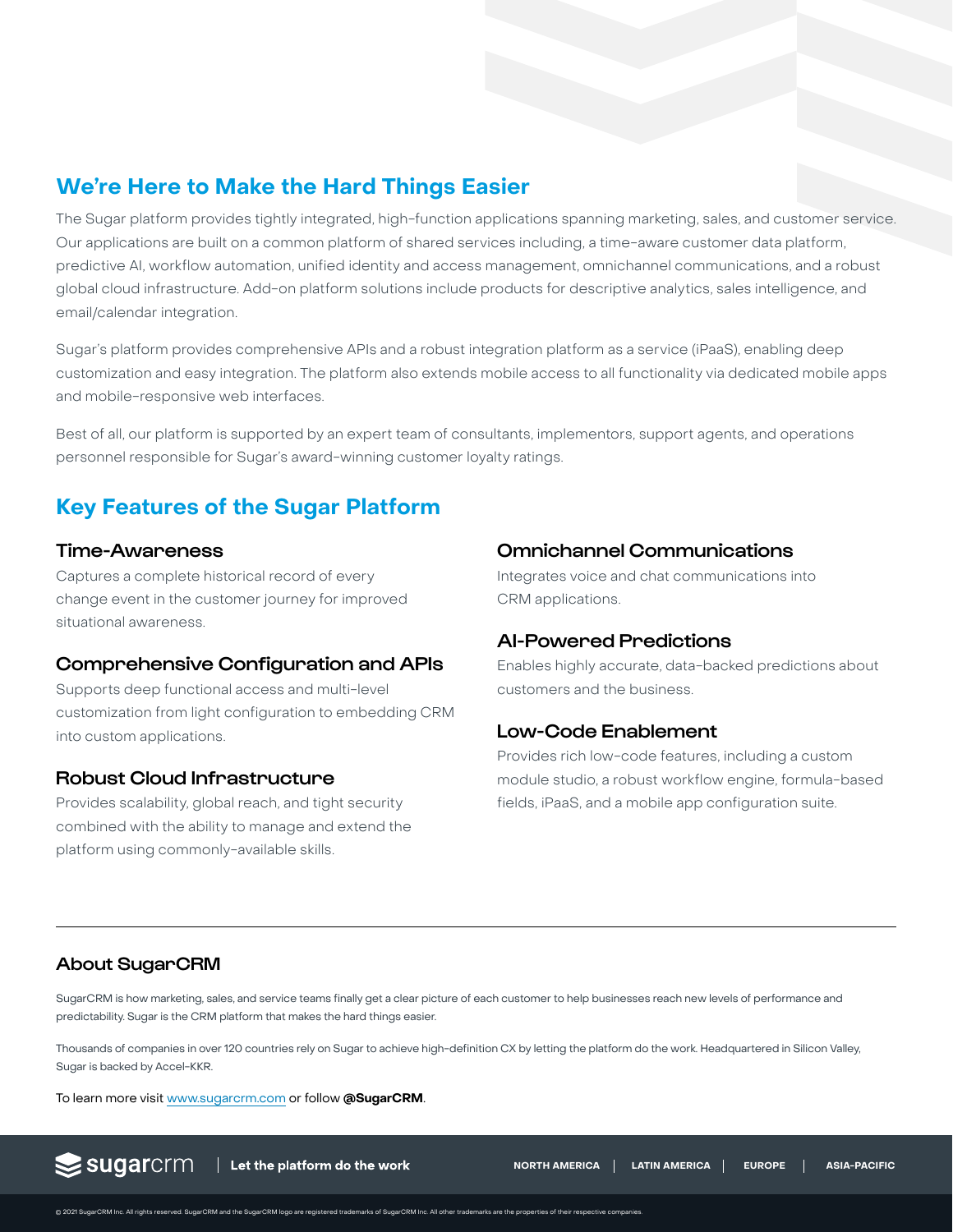## We're Here to Make the Hard Things Easier

The Sugar platform provides tightly integrated, high-function applications spanning marketing, sales, and customer service. Our applications are built on a common platform of shared services including, a time-aware customer data platform, predictive AI, workflow automation, unified identity and access management, omnichannel communications, and a robust global cloud infrastructure. Add-on platform solutions include products for descriptive analytics, sales intelligence, and email/calendar integration.

Sugar's platform provides comprehensive APIs and a robust integration platform as a service (iPaaS), enabling deep customization and easy integration. The platform also extends mobile access to all functionality via dedicated mobile apps and mobile-responsive web interfaces.

Best of all, our platform is supported by an expert team of consultants, implementors, support agents, and operations personnel responsible for Sugar's award-winning customer loyalty ratings.

## Key Features of the Sugar Platform

### Time-Awareness

Captures a complete historical record of every change event in the customer journey for improved situational awareness.

### Comprehensive Configuration and APIs

Supports deep functional access and multi-level customization from light configuration to embedding CRM into custom applications.

### Robust Cloud Infrastructure

Provides scalability, global reach, and tight security combined with the ability to manage and extend the platform using commonly-available skills.

### Omnichannel Communications

Integrates voice and chat communications into CRM applications.

### AI-Powered Predictions

Enables highly accurate, data-backed predictions about customers and the business.

### Low-Code Enablement

Provides rich low-code features, including a custom module studio, a robust workflow engine, formula-based fields, iPaaS, and a mobile app configuration suite.

---

### About SugarCRM

SugarCRM is how marketing, sales, and service teams finally get a clear picture of each customer to help businesses reach new levels of performance and predictability. Sugar is the CRM platform that makes the hard things easier.

Thousands of companies in over 120 countries rely on Sugar to achieve high-definition CX by letting the platform do the work. Headquartered in Silicon Valley, Sugar is backed by Accel-KKR.

To learn more visit www.sugarcrm.com or follow **@SugarCRM**.

sugarcrm | **Let the platform do the work**

NORTH AMERICA | LATIN AMERICA | EUROPE | ASIA-PACIFIC

© 2021 SugarCRM Inc. All rights reserved. SugarCRM and the SugarCRM logo are registered trademarks of SugarCRM Inc. All other trademarks are the properties of their respective companies.